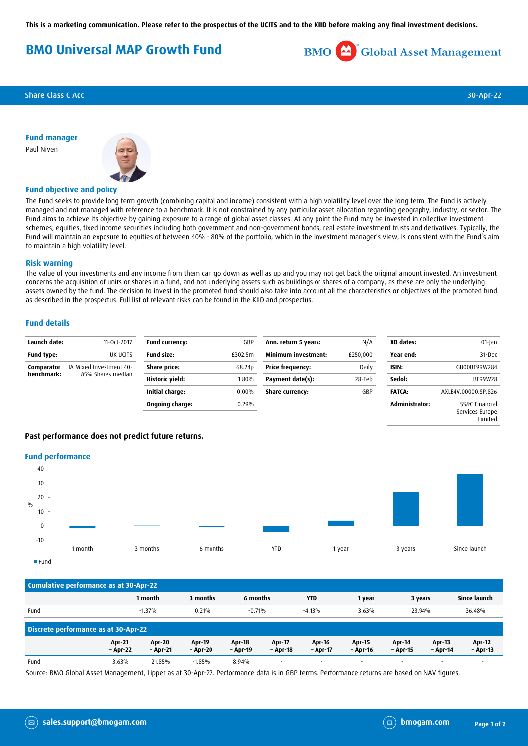This is a marketing communication. Please refer to the prospectus of the UCITS and to the KIID before making any final investment decisions.

# BMO Universal MAP Growth Fund

BMO Global Asset Management

Share Class C Acc — 30-Apr-22

### Fund manager

Paul Niven

### Fund objective and policy

The Fund seeks to provide long term growth (combining capital and income) consistent with a high volatility level over the long term. The Fund is actively managed and not managed with reference to a benchmark. It is not constrained by any particular asset allocation regarding geography, industry, or sector. The Fund aims to achieve its objective by gaining exposure to a range of global asset classes. At any point the Fund may be invested in collective investment schemes, equities, fixed income securities including both government and non-government bonds, real estate investment trusts and derivatives. Typically, the Fund will maintain an exposure to equities of between 40% - 80% of the portfolio, which in the investment manager's view, is consistent with the Fund's aim to maintain a high volatility level.

### Risk warning

The value of your investments and any income from them can go down as well as up and you may not get back the original amount invested. An investment concerns the acquisition of units or shares in a fund, and not underlying assets such as buildings or shares of a company, as these are only the underlying assets owned by the fund. The decision to invest in the promoted fund should also take into account all the characteristics or objectives of the promoted fund as described in the prospectus. Full list of relevant risks can be found in the KIID and prospectus.

### Fund details

| | |
|---|---|
| **Launch date:** | 11-Oct-2017 |
| **Fund type:** | UK UCITS |
| **Comparator benchmark:** | IA Mixed Investment 40-85% Shares median |
| **Fund currency:** | GBP |
| **Fund size:** | £302.5m |
| **Share price:** | 68.24p |
| **Historic yield:** | 1.80% |
| **Initial charge:** | 0.00% |
| **Ongoing charge:** | 0.29% |
| **Ann. return 5 years:** | N/A |
| **Minimum investment:** | £250,000 |
| **Price frequency:** | Daily |
| **Payment date(s):** | 28-Feb |
| **Share currency:** | GBP |
| **XD dates:** | 01-Jan |
| **Year end:** | 31-Dec |
| **ISIN:** | GB00BF99W284 |
| **Sedol:** | BF99W28 |
| **FATCA:** | AXLE4V.00000.SP.826 |
| **Administrator:** | SS&C Financial Services Europe Limited |

**Past performance does not predict future returns.**

### Fund performance

| Cumulative performance as at 30-Apr-22 | 1 month | 3 months | 6 months | YTD | 1 year | 3 years | Since launch |
|---|---|---|---|---|---|---|---|
| Fund | -1.37% | 0.21% | -0.71% | -4.13% | 3.63% | 23.94% | 36.48% |

| Discrete performance as at 30-Apr-22 | Apr-21 – Apr-22 | Apr-20 – Apr-21 | Apr-19 – Apr-20 | Apr-18 – Apr-19 | Apr-17 – Apr-18 | Apr-16 – Apr-17 | Apr-15 – Apr-16 | Apr-14 – Apr-15 | Apr-13 – Apr-14 | Apr-12 – Apr-13 |
|---|---|---|---|---|---|---|---|---|---|---|
| Fund | 3.63% | 21.85% | -1.85% | 8.94% | - | - | - | - | - | - |

Source: BMO Global Asset Management, Lipper as at 30-Apr-22. Performance data is in GBP terms. Performance returns are based on NAV figures.

sales.support@bmogam.com — bmogam.com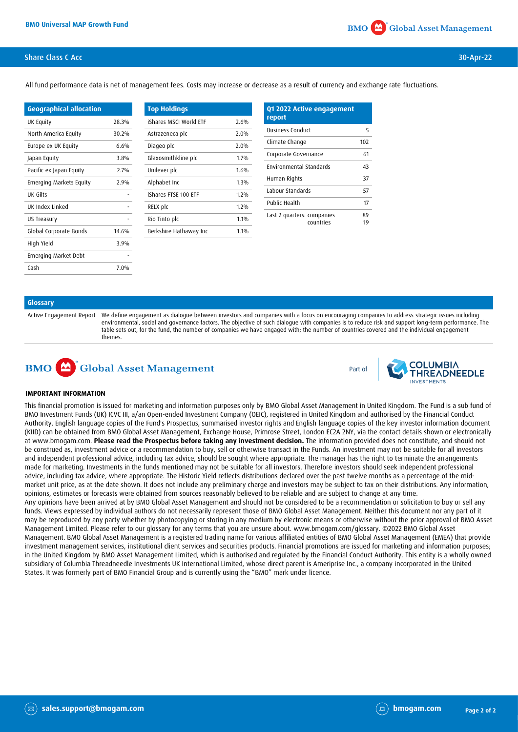BMO Universal MAP Growth Fund

Share Class C Acc

30-Apr-22

All fund performance data is net of management fees. Costs may increase or decrease as a result of currency and exchange rate fluctuations.

| Geographical allocation | |
|---|---|
| UK Equity | 28.3% |
| North America Equity | 30.2% |
| Europe ex UK Equity | 6.6% |
| Japan Equity | 3.8% |
| Pacific ex Japan Equity | 2.7% |
| Emerging Markets Equity | 2.9% |
| UK Gilts | - |
| UK Index Linked | - |
| US Treasury | - |
| Global Corporate Bonds | 14.6% |
| High Yield | 3.9% |
| Emerging Market Debt | - |
| Cash | 7.0% |

| Top Holdings | |
|---|---|
| iShares MSCI World ETF | 2.6% |
| Astrazeneca plc | 2.0% |
| Diageo plc | 2.0% |
| Glaxosmithkline plc | 1.7% |
| Unilever plc | 1.6% |
| Alphabet Inc | 1.3% |
| iShares FTSE 100 ETF | 1.2% |
| RELX plc | 1.2% |
| Rio Tinto plc | 1.1% |
| Berkshire Hathaway Inc | 1.1% |

| Q1 2022 Active engagement report | |
|---|---|
| Business Conduct | 5 |
| Climate Change | 102 |
| Corporate Governance | 61 |
| Environmental Standards | 43 |
| Human Rights | 37 |
| Labour Standards | 57 |
| Public Health | 17 |
| Last 2 quarters: companies | 89 |
| countries | 19 |

## Glossary

**Active Engagement Report** We define engagement as dialogue between investors and companies with a focus on encouraging companies to address strategic issues including environmental, social and governance factors. The objective of such dialogue with companies is to reduce risk and support long-term performance. The table sets out, for the fund, the number of companies we have engaged with; the number of countries covered and the individual engagement themes.

BMO Global Asset Management — Part of Columbia Threadneedle Investments

### IMPORTANT INFORMATION

This financial promotion is issued for marketing and information purposes only by BMO Global Asset Management in United Kingdom. The Fund is a sub fund of BMO Investment Funds (UK) ICVC III, a/an Open-ended Investment Company (OEIC), registered in United Kingdom and authorised by the Financial Conduct Authority. English language copies of the Fund's Prospectus, summarised investor rights and English language copies of the key investor information document (KIID) can be obtained from BMO Global Asset Management, Exchange House, Primrose Street, London EC2A 2NY, via the contact details shown or electronically at www.bmogam.com. **Please read the Prospectus before taking any investment decision.** The information provided does not constitute, and should not be construed as, investment advice or a recommendation to buy, sell or otherwise transact in the Funds. An investment may not be suitable for all investors and independent professional advice, including tax advice, should be sought where appropriate. The manager has the right to terminate the arrangements made for marketing. Investments in the funds mentioned may not be suitable for all investors. Therefore investors should seek independent professional advice, including tax advice, where appropriate. The Historic Yield reflects distributions declared over the past twelve months as a percentage of the mid-market unit price, as at the date shown. It does not include any preliminary charge and investors may be subject to tax on their distributions. Any information, opinions, estimates or forecasts were obtained from sources reasonably believed to be reliable and are subject to change at any time.
Any opinions have been arrived at by BMO Global Asset Management and should not be considered to be a recommendation or solicitation to buy or sell any funds. Views expressed by individual authors do not necessarily represent those of BMO Global Asset Management. Neither this document nor any part of it may be reproduced by any party whether by photocopying or storing in any medium by electronic means or otherwise without the prior approval of BMO Asset Management Limited. Please refer to our glossary for any terms that you are unsure about. www.bmogam.com/glossary. ©2022 BMO Global Asset Management. BMO Global Asset Management is a registered trading name for various affiliated entities of BMO Global Asset Management (EMEA) that provide investment management services, institutional client services and securities products. Financial promotions are issued for marketing and information purposes; in the United Kingdom by BMO Asset Management Limited, which is authorised and regulated by the Financial Conduct Authority. This entity is a wholly owned subsidiary of Columbia Threadneedle Investments UK International Limited, whose direct parent is Ameriprise Inc., a company incorporated in the United States. It was formerly part of BMO Financial Group and is currently using the "BMO" mark under licence.

sales.support@bmogam.com

bmogam.com